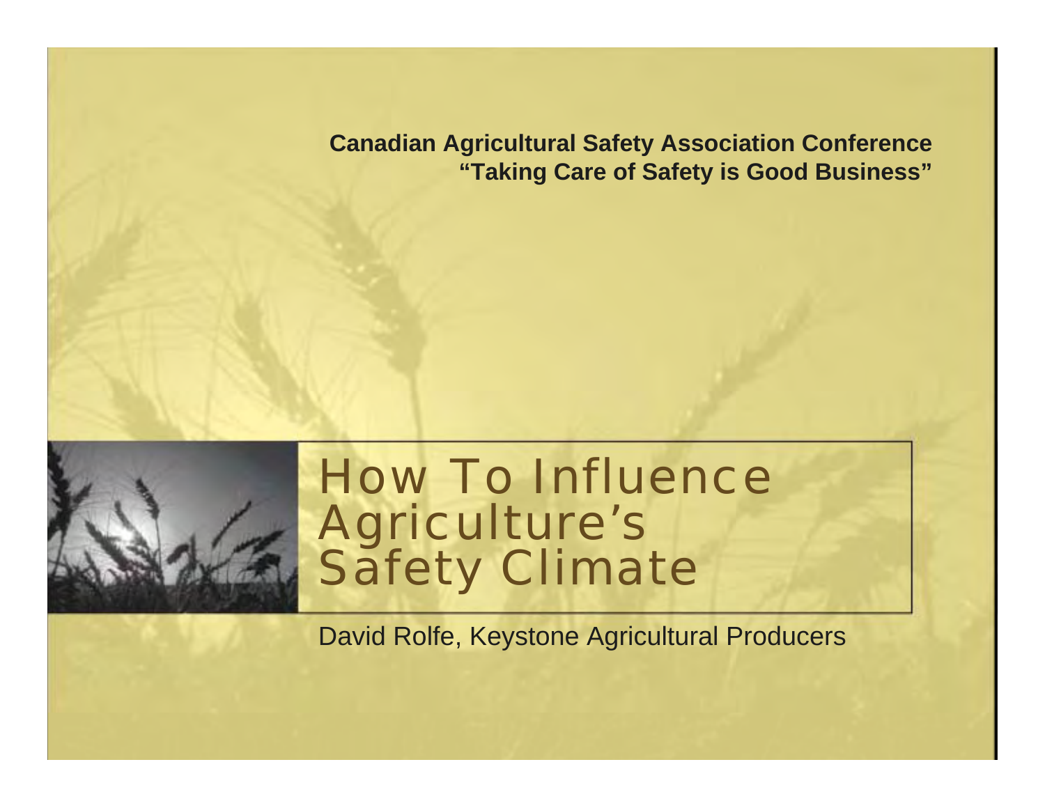**Canadian Agricultural Safety Association Conference**
**“Taking Care of Safety is Good Business”**

# How To Influence Agriculture’s Safety Climate

David Rolfe, Keystone Agricultural Producers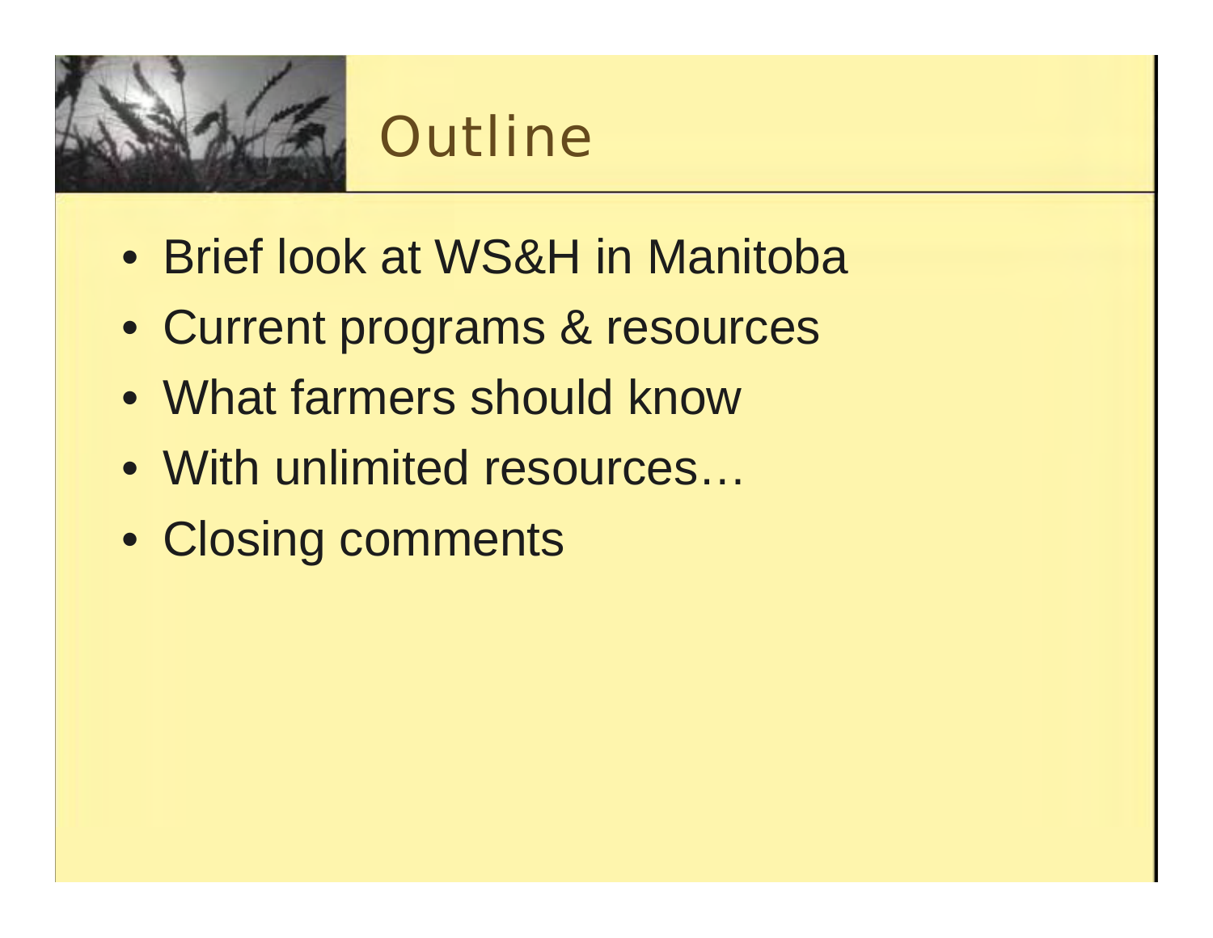# Outline

- Brief look at WS&H in Manitoba
- Current programs & resources
- What farmers should know
- With unlimited resources…
- Closing comments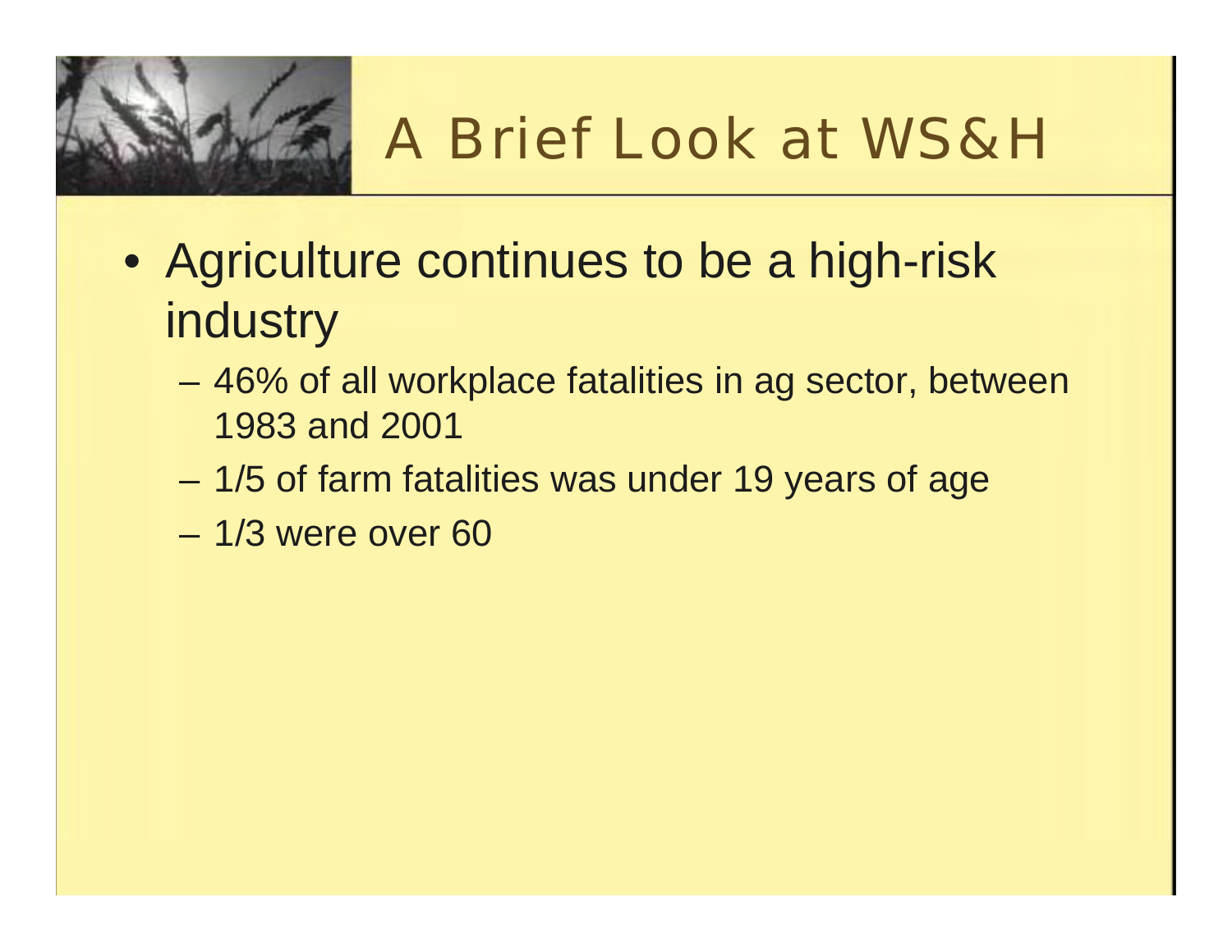# A Brief Look at WS&H

- Agriculture continues to be a high-risk industry
  - 46% of all workplace fatalities in ag sector, between 1983 and 2001
  - 1/5 of farm fatalities was under 19 years of age
  - 1/3 were over 60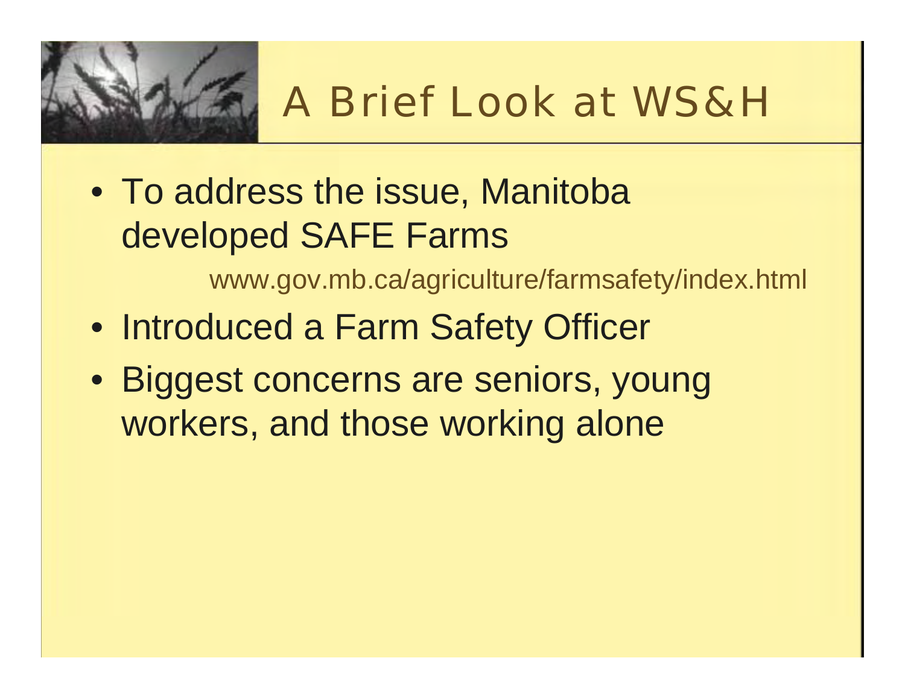# A Brief Look at WS&H

- To address the issue, Manitoba developed SAFE Farms

  www.gov.mb.ca/agriculture/farmsafety/index.html

- Introduced a Farm Safety Officer
- Biggest concerns are seniors, young workers, and those working alone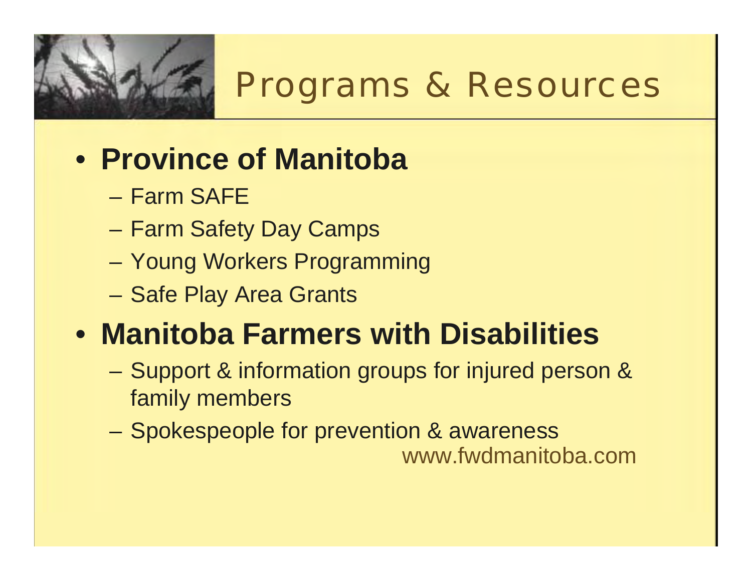# Programs & Resources

- **Province of Manitoba**
  - Farm SAFE
  - Farm Safety Day Camps
  - Young Workers Programming
  - Safe Play Area Grants
- **Manitoba Farmers with Disabilities**
  - Support & information groups for injured person & family members
  - Spokespeople for prevention & awareness

www.fwdmanitoba.com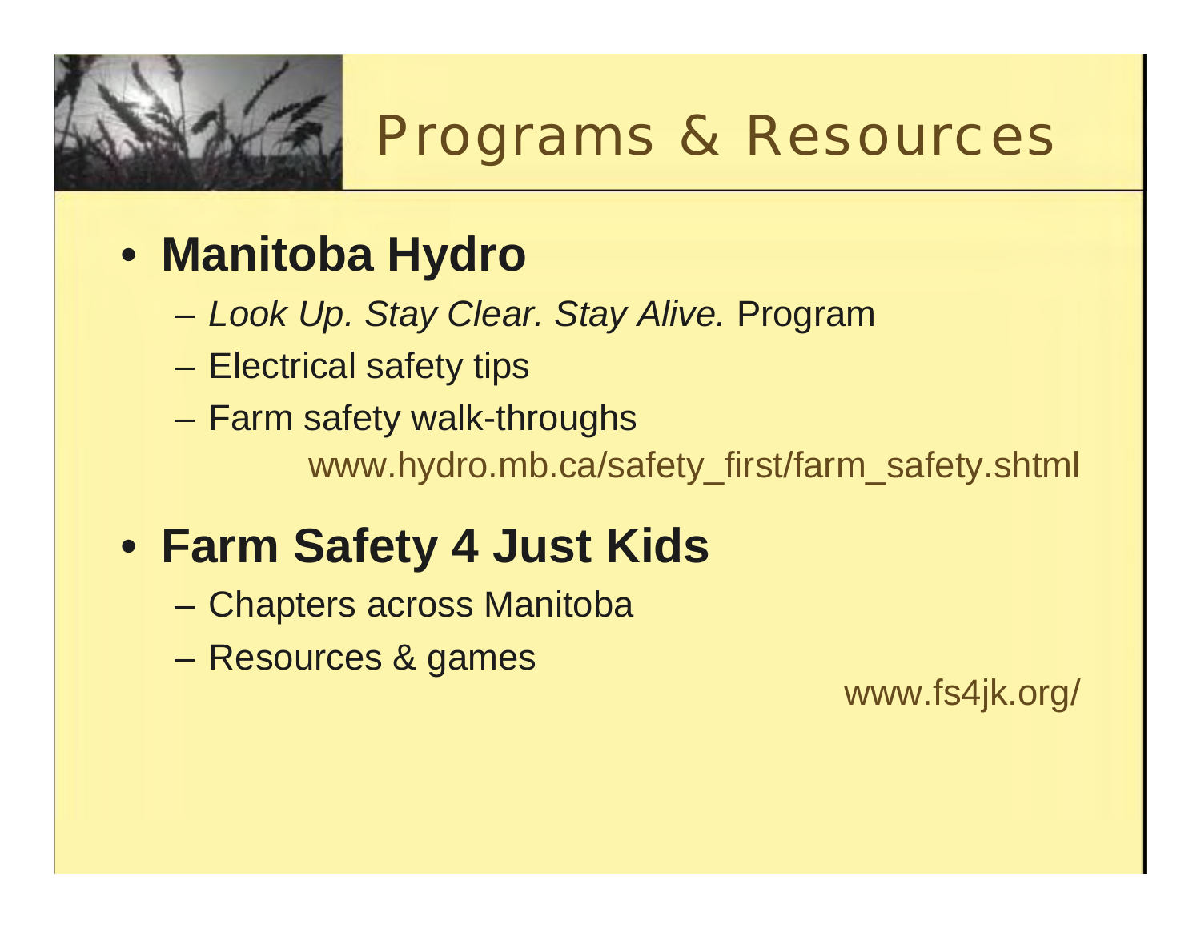# Programs & Resources

- **Manitoba Hydro**
  - *Look Up. Stay Clear. Stay Alive.* Program
  - Electrical safety tips
  - Farm safety walk-throughs

    www.hydro.mb.ca/safety_first/farm_safety.shtml

- **Farm Safety 4 Just Kids**
  - Chapters across Manitoba
  - Resources & games

    www.fs4jk.org/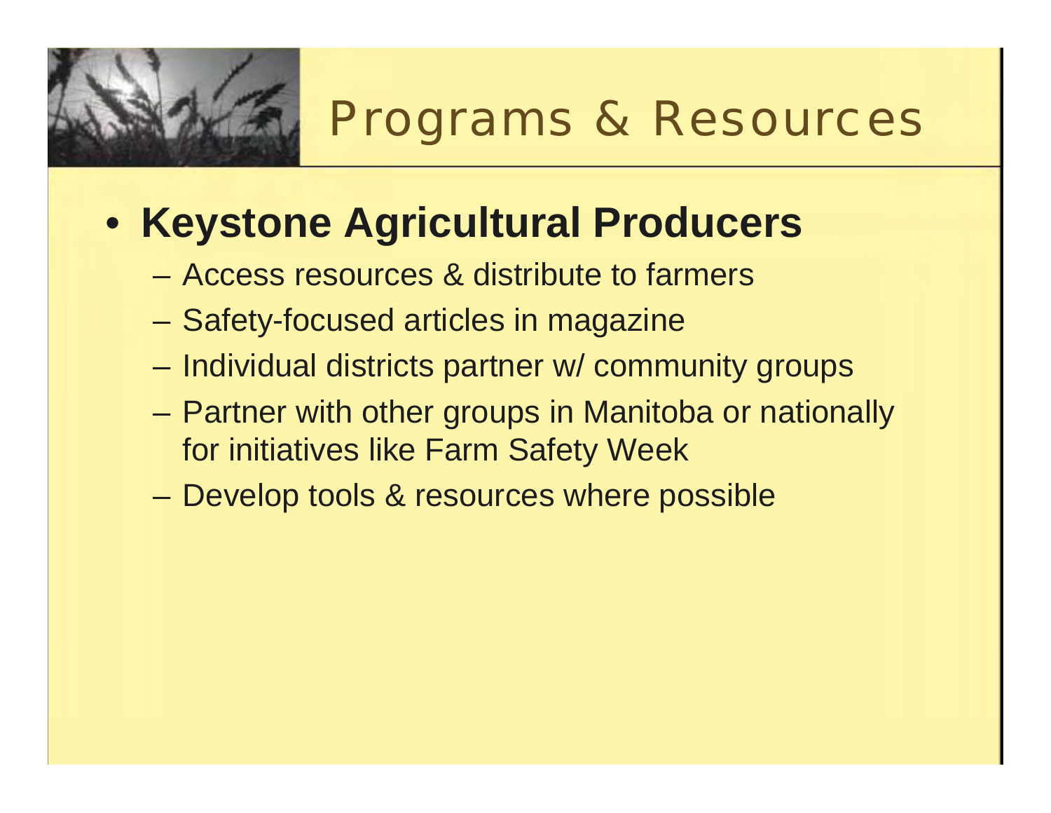# Programs & Resources

- **Keystone Agricultural Producers**
  - Access resources & distribute to farmers
  - Safety-focused articles in magazine
  - Individual districts partner w/ community groups
  - Partner with other groups in Manitoba or nationally for initiatives like Farm Safety Week
  - Develop tools & resources where possible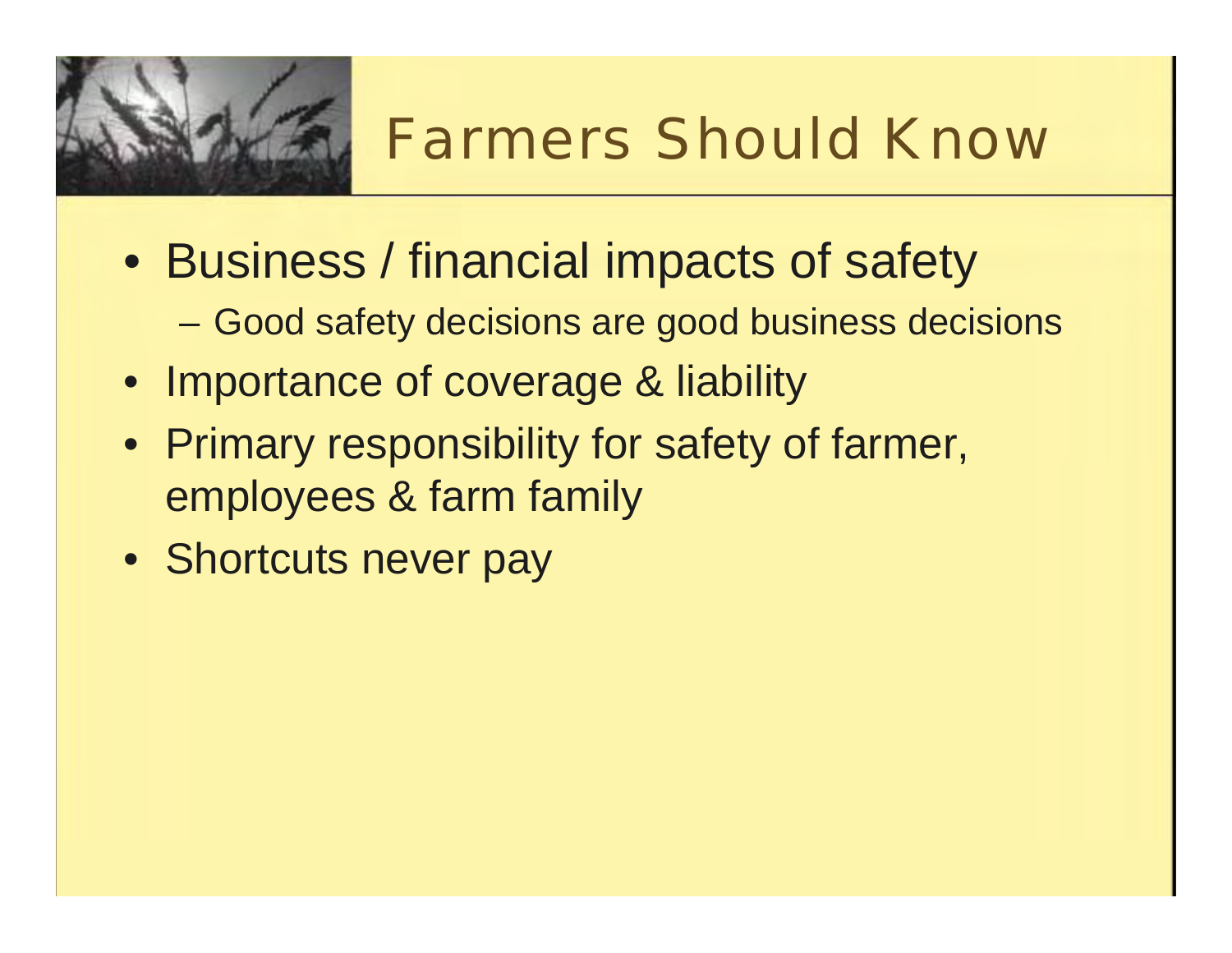# Farmers Should Know

- Business / financial impacts of safety
  - Good safety decisions are good business decisions
- Importance of coverage & liability
- Primary responsibility for safety of farmer, employees & farm family
- Shortcuts never pay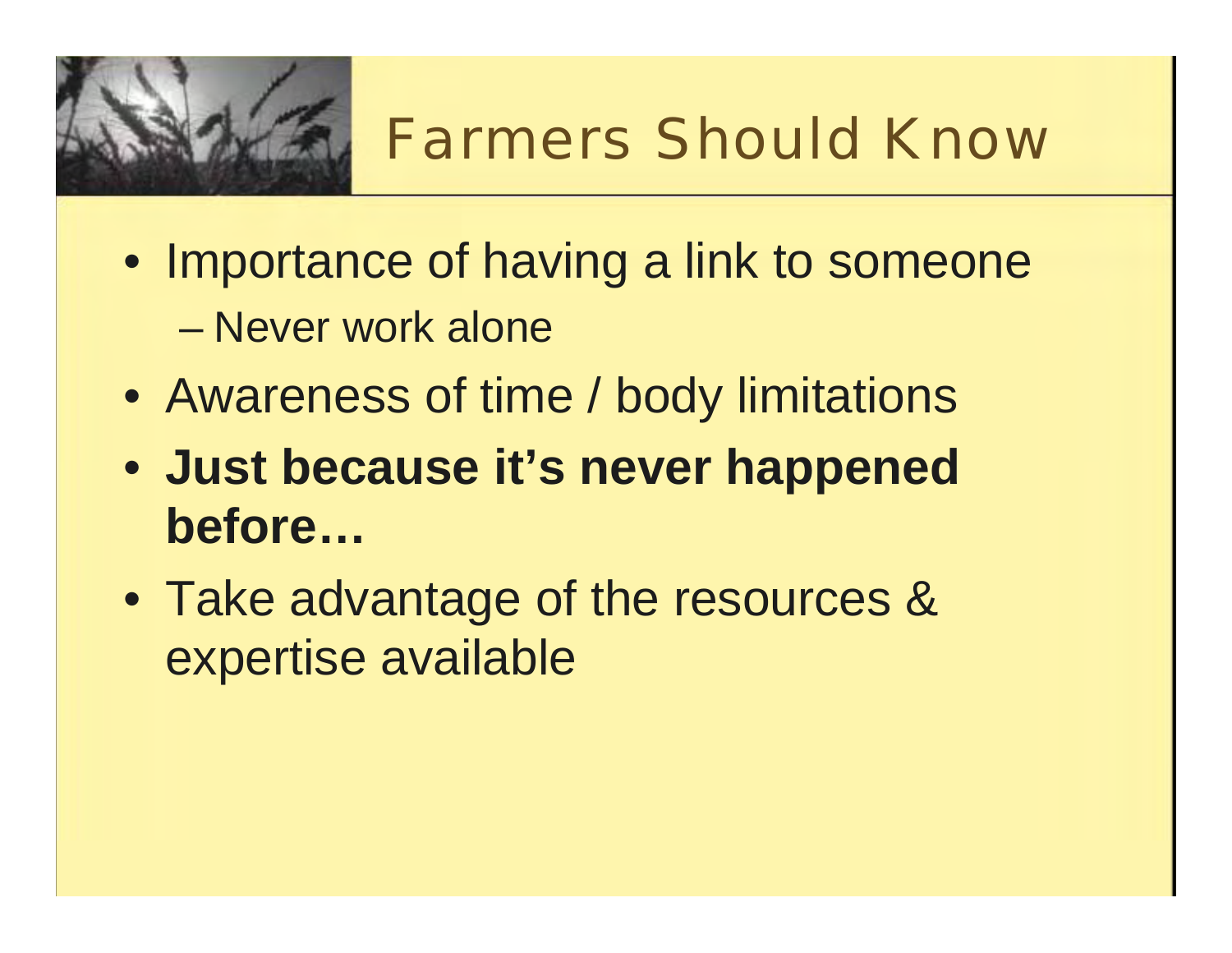# Farmers Should Know

- Importance of having a link to someone
  - Never work alone
- Awareness of time / body limitations
- **Just because it's never happened before…**
- Take advantage of the resources & expertise available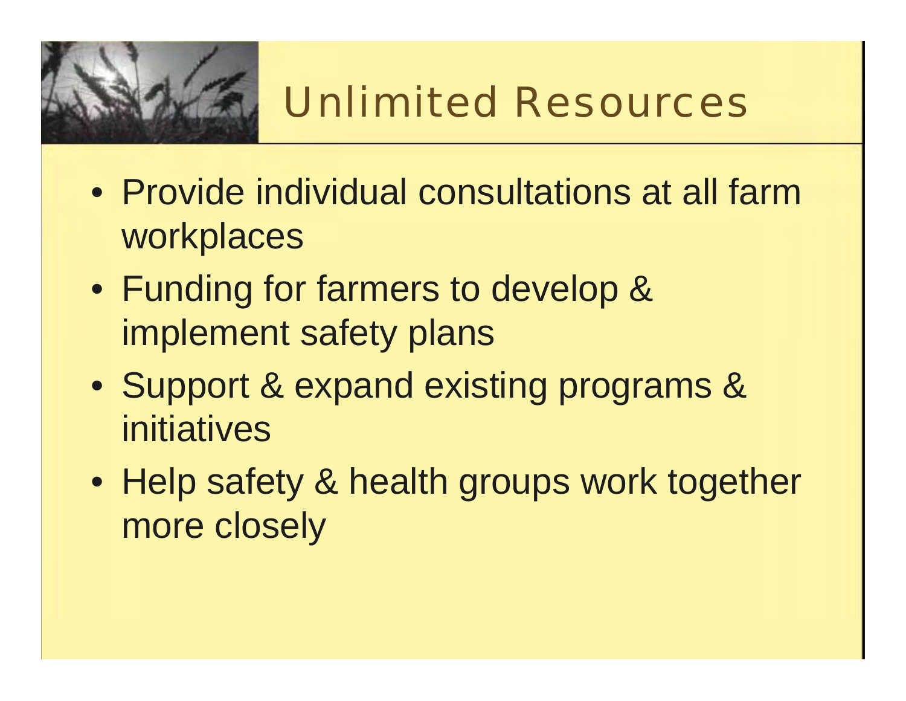# Unlimited Resources

- Provide individual consultations at all farm workplaces
- Funding for farmers to develop & implement safety plans
- Support & expand existing programs & initiatives
- Help safety & health groups work together more closely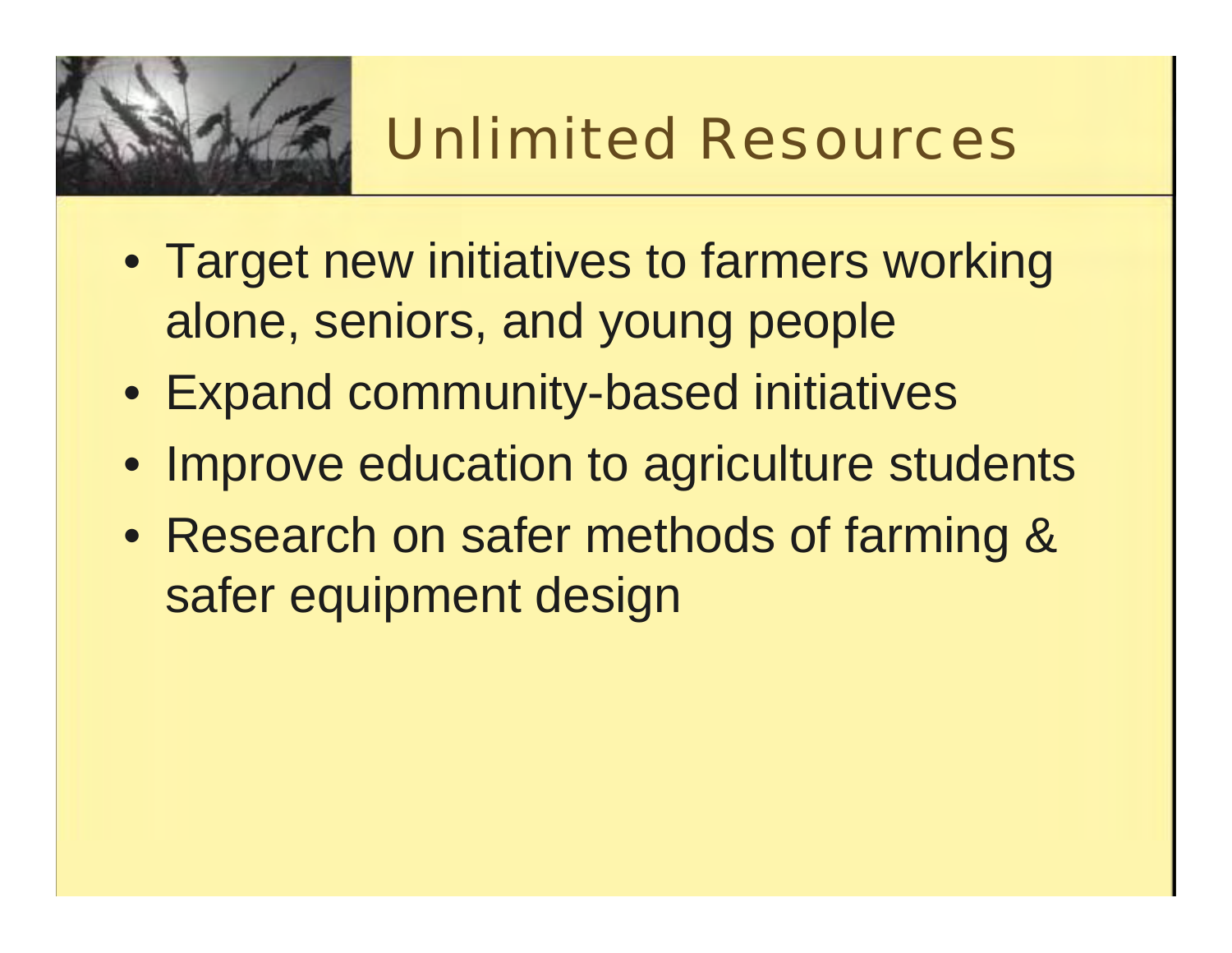# Unlimited Resources

- Target new initiatives to farmers working alone, seniors, and young people
- Expand community-based initiatives
- Improve education to agriculture students
- Research on safer methods of farming & safer equipment design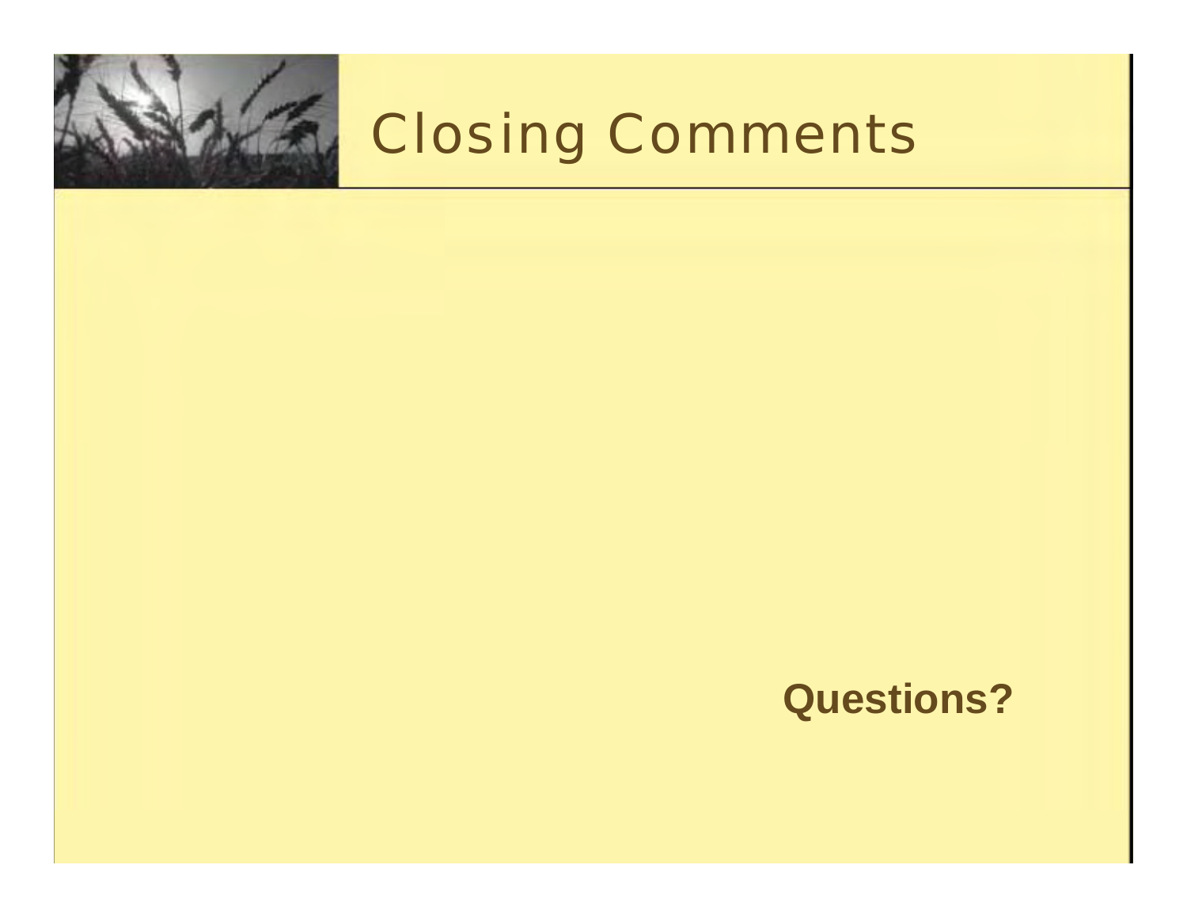# Closing Comments

**Questions?**